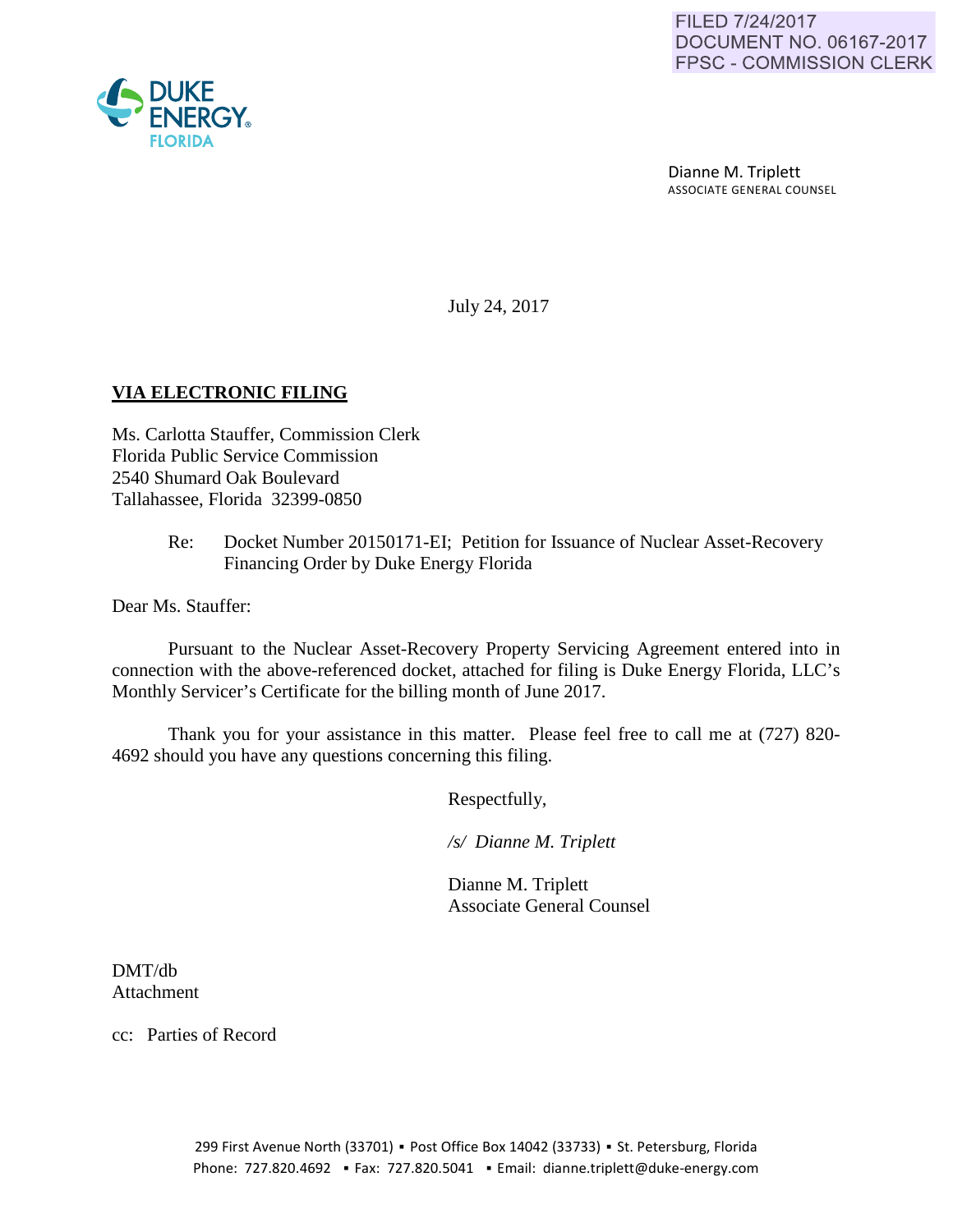FILED 7/24/2017
DOCUMENT NO. 06167-2017
FPSC - COMMISSION CLERK

DUKE ENERGY FLORIDA

Dianne M. Triplett
ASSOCIATE GENERAL COUNSEL

July 24, 2017

**VIA ELECTRONIC FILING**

Ms. Carlotta Stauffer, Commission Clerk
Florida Public Service Commission
2540 Shumard Oak Boulevard
Tallahassee, Florida 32399-0850

Re: Docket Number 20150171-EI; Petition for Issuance of Nuclear Asset-Recovery Financing Order by Duke Energy Florida

Dear Ms. Stauffer:

Pursuant to the Nuclear Asset-Recovery Property Servicing Agreement entered into in connection with the above-referenced docket, attached for filing is Duke Energy Florida, LLC's Monthly Servicer's Certificate for the billing month of June 2017.

Thank you for your assistance in this matter. Please feel free to call me at (727) 820-4692 should you have any questions concerning this filing.

Respectfully,

*/s/ Dianne M. Triplett*

Dianne M. Triplett
Associate General Counsel

DMT/db
Attachment

cc: Parties of Record

299 First Avenue North (33701) ▪ Post Office Box 14042 (33733) ▪ St. Petersburg, Florida
Phone: 727.820.4692 ▪ Fax: 727.820.5041 ▪ Email: dianne.triplett@duke-energy.com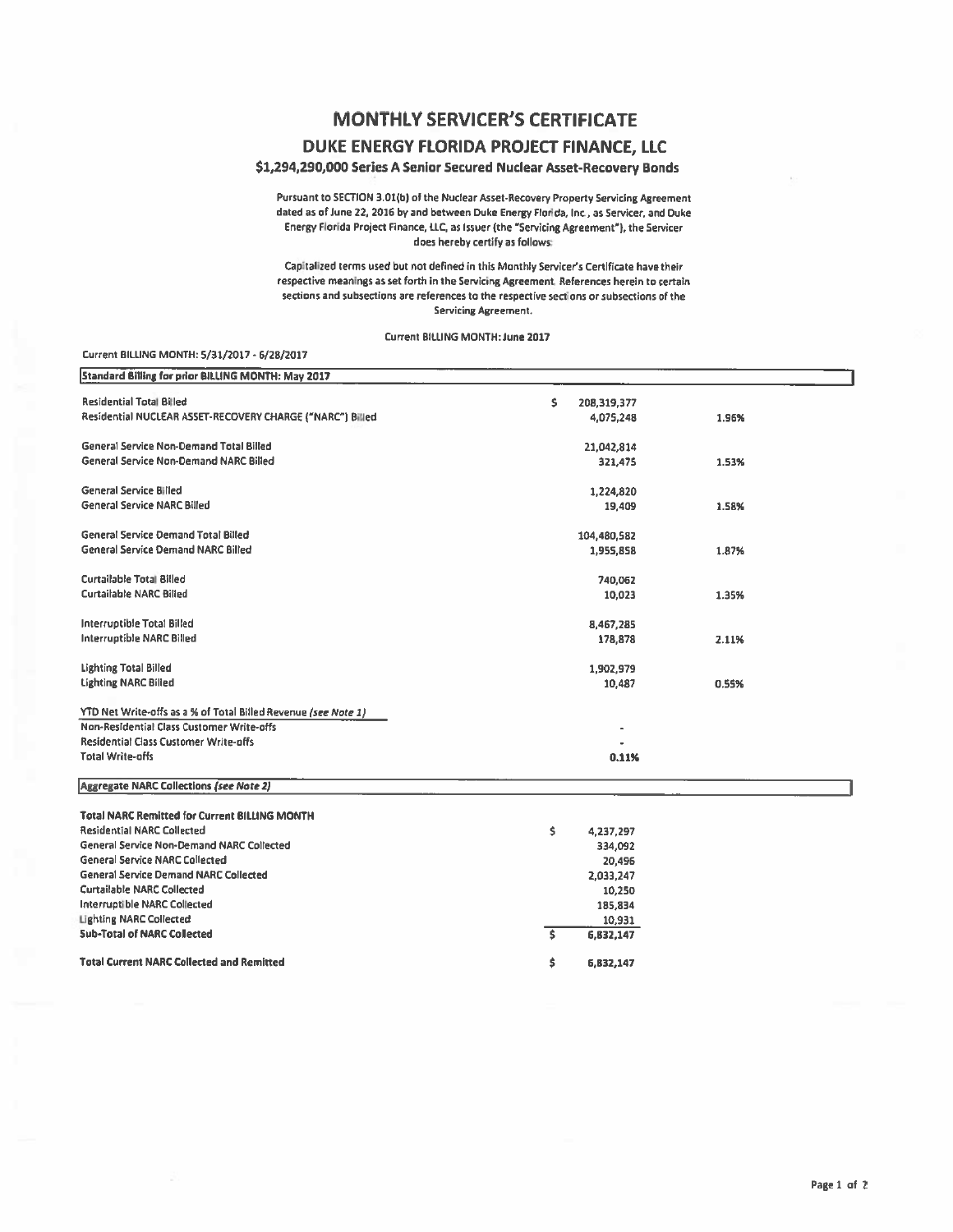# MONTHLY SERVICER'S CERTIFICATE

## DUKE ENERGY FLORIDA PROJECT FINANCE, LLC

### $1,294,290,000 Series A Senior Secured Nuclear Asset-Recovery Bonds

Pursuant to SECTION 3.01(b) of the Nuclear Asset-Recovery Property Servicing Agreement dated as of June 22, 2016 by and between Duke Energy Florida, Inc., as Servicer, and Duke Energy Florida Project Finance, LLC, as Issuer (the "Servicing Agreement"), the Servicer does hereby certify as follows:

Capitalized terms used but not defined in this Monthly Servicer's Certificate have their respective meanings as set forth in the Servicing Agreement. References herein to certain sections and subsections are references to the respective sections or subsections of the Servicing Agreement.

Current BILLING MONTH: June 2017

Current BILLING MONTH: 5/31/2017 - 6/28/2017

| Standard Billing for prior BILLING MONTH: May 2017 | | |
|---|---|---|
| Residential Total Billed | $ 208,319,377 | |
| Residential NUCLEAR ASSET-RECOVERY CHARGE ("NARC") Billed | 4,075,248 | 1.96% |
| General Service Non-Demand Total Billed | 21,042,814 | |
| General Service Non-Demand NARC Billed | 321,475 | 1.53% |
| General Service Billed | 1,224,820 | |
| General Service NARC Billed | 19,409 | 1.58% |
| General Service Demand Total Billed | 104,480,582 | |
| General Service Demand NARC Billed | 1,955,858 | 1.87% |
| Curtailable Total Billed | 740,062 | |
| Curtailable NARC Billed | 10,023 | 1.35% |
| Interruptible Total Billed | 8,467,285 | |
| Interruptible NARC Billed | 178,878 | 2.11% |
| Lighting Total Billed | 1,902,979 | |
| Lighting NARC Billed | 10,487 | 0.55% |
| YTD Net Write-offs as a % of Total Billed Revenue *(see Note 1)* | | |
| Non-Residential Class Customer Write-offs | - | |
| Residential Class Customer Write-offs | - | |
| Total Write-offs | 0.11% | |

| Aggregate NARC Collections *(see Note 2)* | |
|---|---|
| **Total NARC Remitted for Current BILLING MONTH** | |
| Residential NARC Collected | $ 4,237,297 |
| General Service Non-Demand NARC Collected | 334,092 |
| General Service NARC Collected | 20,496 |
| General Service Demand NARC Collected | 2,033,247 |
| Curtailable NARC Collected | 10,250 |
| Interruptible NARC Collected | 185,834 |
| Lighting NARC Collected | 10,931 |
| **Sub-Total of NARC Collected** | $ 6,832,147 |
| **Total Current NARC Collected and Remitted** | $ 6,832,147 |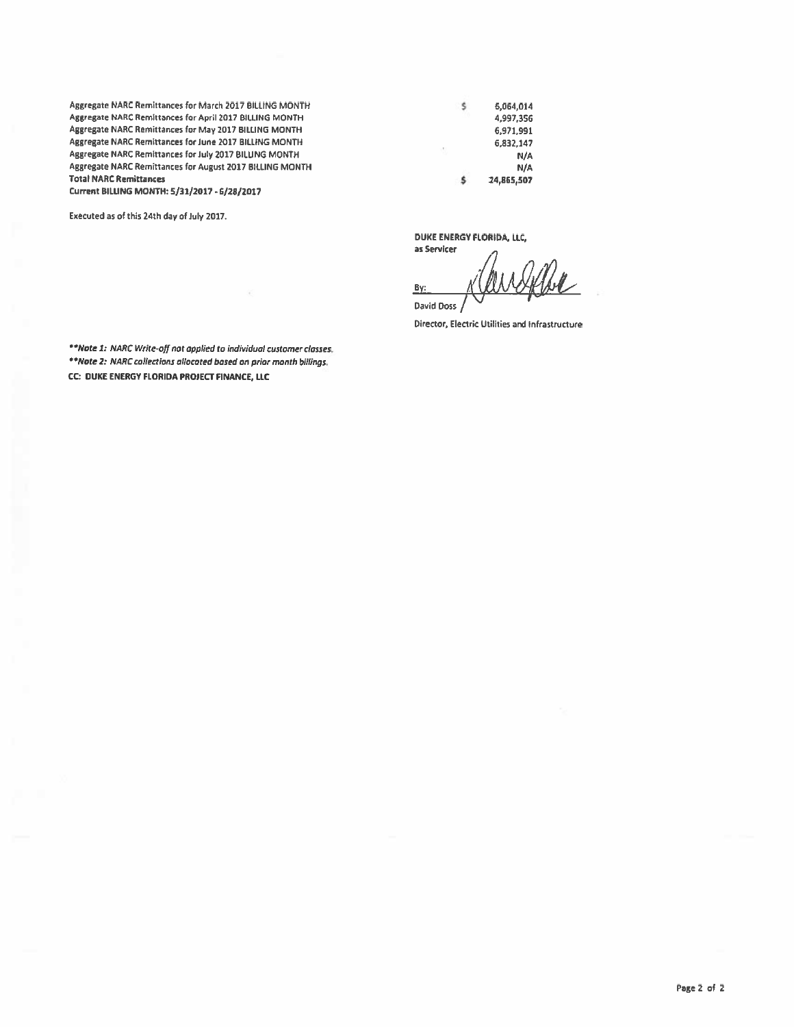| | | |
|---|---|---|
| Aggregate NARC Remittances for March 2017 BILLING MONTH | $ | 6,064,014 |
| Aggregate NARC Remittances for April 2017 BILLING MONTH | | 4,997,356 |
| Aggregate NARC Remittances for May 2017 BILLING MONTH | | 6,971,991 |
| Aggregate NARC Remittances for June 2017 BILLING MONTH | | 6,832,147 |
| Aggregate NARC Remittances for July 2017 BILLING MONTH | | N/A |
| Aggregate NARC Remittances for August 2017 BILLING MONTH | | N/A |
| **Total NARC Remittances** | **$** | **24,865,507** |

**Current BILLING MONTH: 5/31/2017 - 6/28/2017**

Executed as of this 24th day of July 2017.

**DUKE ENERGY FLORIDA, LLC,**
**as Servicer**

By: ______________________
David Doss
Director, Electric Utilities and Infrastructure

***\*\*Note 1:** NARC Write-off not applied to individual customer classes.*
***\*\*Note 2:** NARC collections allocated based on prior month billings.*
**CC: DUKE ENERGY FLORIDA PROJECT FINANCE, LLC**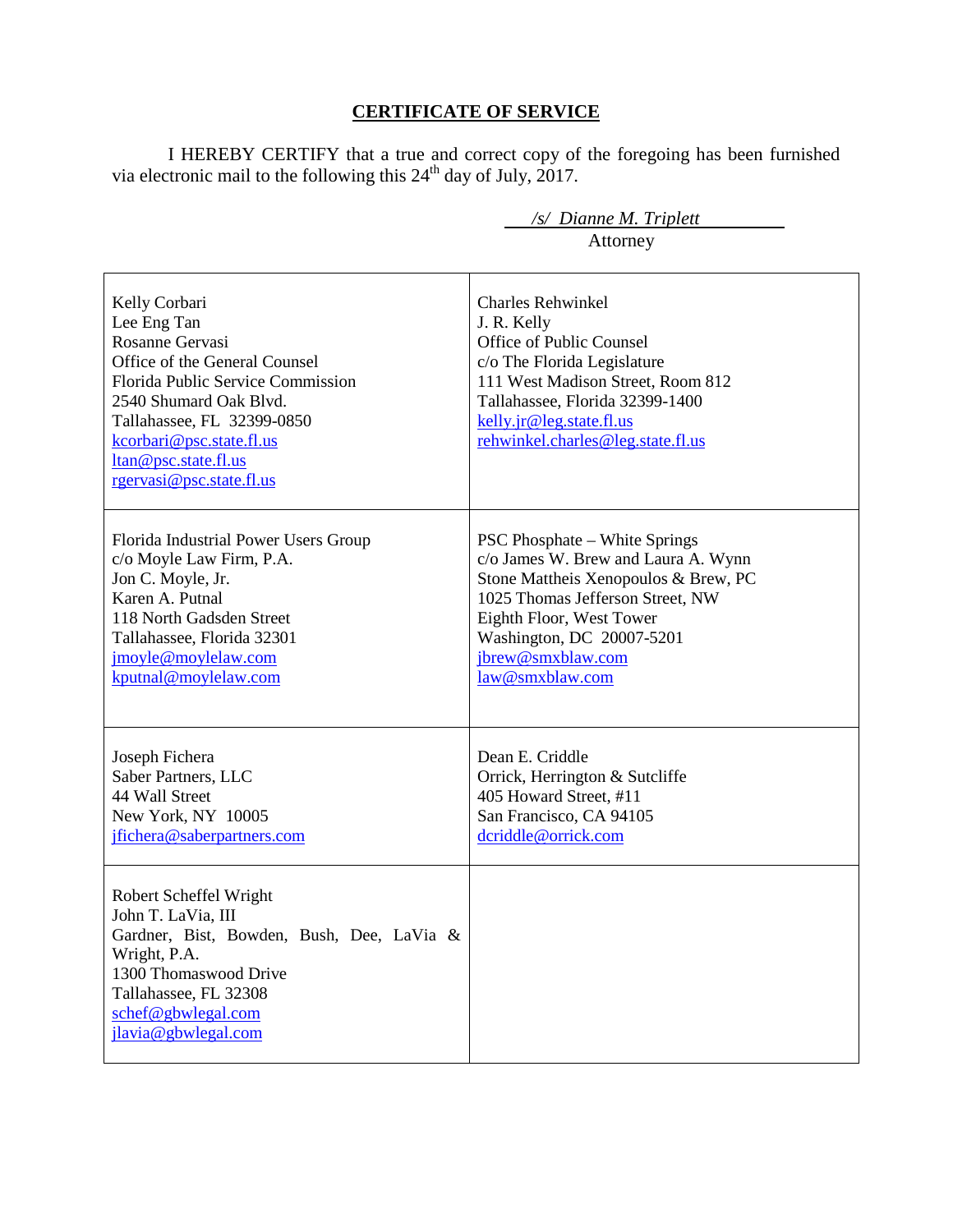## CERTIFICATE OF SERVICE

I HEREBY CERTIFY that a true and correct copy of the foregoing has been furnished via electronic mail to the following this 24th day of July, 2017.

*/s/ Dianne M. Triplett*
Attorney

| | |
|---|---|
| Kelly Corbari<br>Lee Eng Tan<br>Rosanne Gervasi<br>Office of the General Counsel<br>Florida Public Service Commission<br>2540 Shumard Oak Blvd.<br>Tallahassee, FL 32399-0850<br>kcorbari@psc.state.fl.us<br>ltan@psc.state.fl.us<br>rgervasi@psc.state.fl.us | Charles Rehwinkel<br>J. R. Kelly<br>Office of Public Counsel<br>c/o The Florida Legislature<br>111 West Madison Street, Room 812<br>Tallahassee, Florida 32399-1400<br>kelly.jr@leg.state.fl.us<br>rehwinkel.charles@leg.state.fl.us |
| Florida Industrial Power Users Group<br>c/o Moyle Law Firm, P.A.<br>Jon C. Moyle, Jr.<br>Karen A. Putnal<br>118 North Gadsden Street<br>Tallahassee, Florida 32301<br>jmoyle@moylelaw.com<br>kputnal@moylelaw.com | PSC Phosphate – White Springs<br>c/o James W. Brew and Laura A. Wynn<br>Stone Mattheis Xenopoulos & Brew, PC<br>1025 Thomas Jefferson Street, NW<br>Eighth Floor, West Tower<br>Washington, DC 20007-5201<br>jbrew@smxblaw.com<br>law@smxblaw.com |
| Joseph Fichera<br>Saber Partners, LLC<br>44 Wall Street<br>New York, NY 10005<br>jfichera@saberpartners.com | Dean E. Criddle<br>Orrick, Herrington & Sutcliffe<br>405 Howard Street, #11<br>San Francisco, CA 94105<br>dcriddle@orrick.com |
| Robert Scheffel Wright<br>John T. LaVia, III<br>Gardner, Bist, Bowden, Bush, Dee, LaVia & Wright, P.A.<br>1300 Thomaswood Drive<br>Tallahassee, FL 32308<br>schef@gbwlegal.com<br>jlavia@gbwlegal.com | |